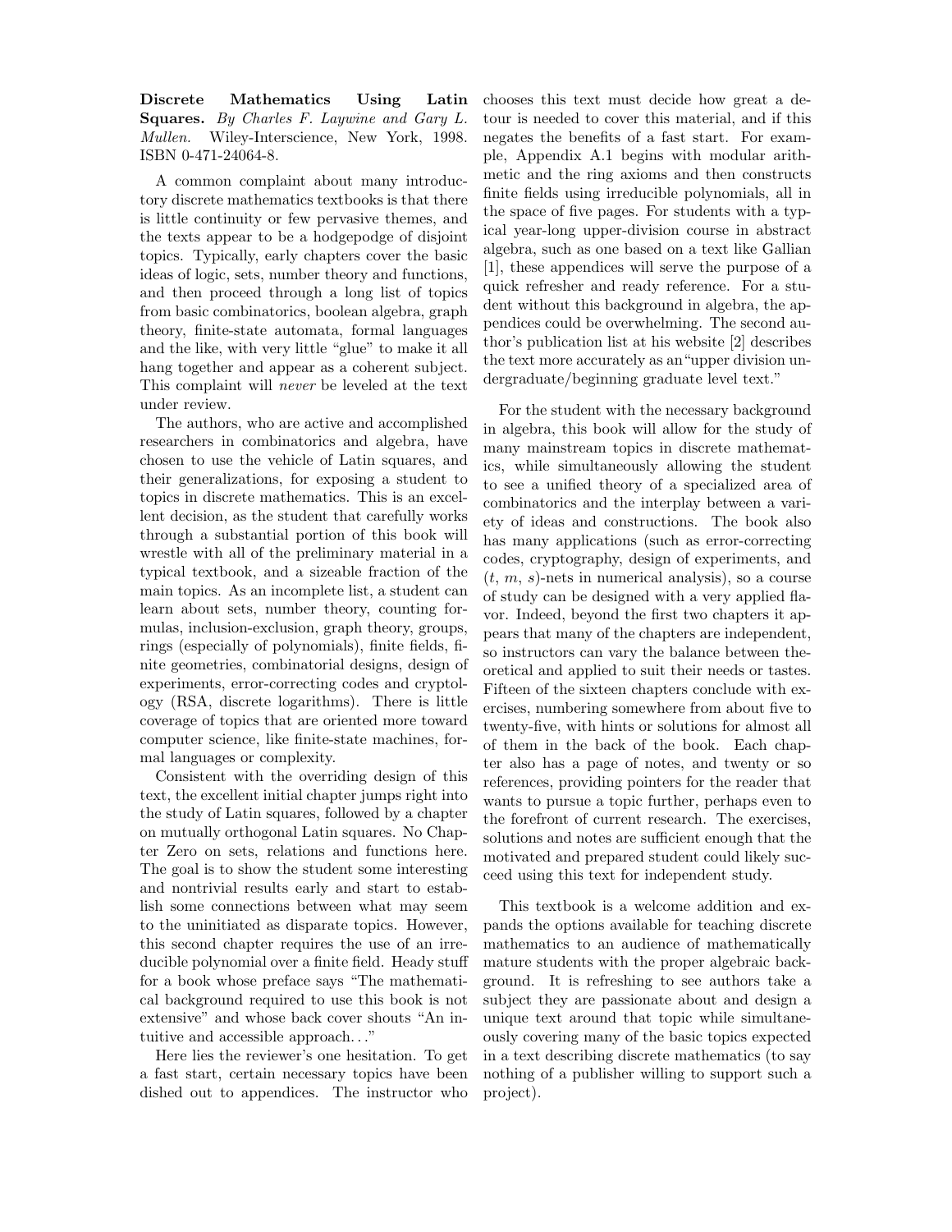**Discrete Mathematics Using Latin Squares.** *By Charles F. Laywine and Gary L. Mullen.* Wiley-Interscience, New York, 1998. ISBN 0-471-24064-8.

A common complaint about many introductory discrete mathematics textbooks is that there is little continuity or few pervasive themes, and the texts appear to be a hodgepodge of disjoint topics. Typically, early chapters cover the basic ideas of logic, sets, number theory and functions, and then proceed through a long list of topics from basic combinatorics, boolean algebra, graph theory, finite-state automata, formal languages and the like, with very little "glue" to make it all hang together and appear as a coherent subject. This complaint will *never* be leveled at the text under review.

The authors, who are active and accomplished researchers in combinatorics and algebra, have chosen to use the vehicle of Latin squares, and their generalizations, for exposing a student to topics in discrete mathematics. This is an excellent decision, as the student that carefully works through a substantial portion of this book will wrestle with all of the preliminary material in a typical textbook, and a sizeable fraction of the main topics. As an incomplete list, a student can learn about sets, number theory, counting formulas, inclusion-exclusion, graph theory, groups, rings (especially of polynomials), finite fields, finite geometries, combinatorial designs, design of experiments, error-correcting codes and cryptology (RSA, discrete logarithms). There is little coverage of topics that are oriented more toward computer science, like finite-state machines, formal languages or complexity.

Consistent with the overriding design of this text, the excellent initial chapter jumps right into the study of Latin squares, followed by a chapter on mutually orthogonal Latin squares. No Chapter Zero on sets, relations and functions here. The goal is to show the student some interesting and nontrivial results early and start to establish some connections between what may seem to the uninitiated as disparate topics. However, this second chapter requires the use of an irreducible polynomial over a finite field. Heady stuff for a book whose preface says "The mathematical background required to use this book is not extensive" and whose back cover shouts "An intuitive and accessible approach..."

Here lies the reviewer's one hesitation. To get a fast start, certain necessary topics have been dished out to appendices. The instructor who chooses this text must decide how great a detour is needed to cover this material, and if this negates the benefits of a fast start. For example, Appendix A.1 begins with modular arithmetic and the ring axioms and then constructs finite fields using irreducible polynomials, all in the space of five pages. For students with a typical year-long upper-division course in abstract algebra, such as one based on a text like Gallian [1], these appendices will serve the purpose of a quick refresher and ready reference. For a student without this background in algebra, the appendices could be overwhelming. The second author's publication list at his website [2] describes the text more accurately as an "upper division undergraduate/beginning graduate level text."

For the student with the necessary background in algebra, this book will allow for the study of many mainstream topics in discrete mathematics, while simultaneously allowing the student to see a unified theory of a specialized area of combinatorics and the interplay between a variety of ideas and constructions. The book also has many applications (such as error-correcting codes, cryptography, design of experiments, and ($t$, $m$, $s$)-nets in numerical analysis), so a course of study can be designed with a very applied flavor. Indeed, beyond the first two chapters it appears that many of the chapters are independent, so instructors can vary the balance between theoretical and applied to suit their needs or tastes. Fifteen of the sixteen chapters conclude with exercises, numbering somewhere from about five to twenty-five, with hints or solutions for almost all of them in the back of the book. Each chapter also has a page of notes, and twenty or so references, providing pointers for the reader that wants to pursue a topic further, perhaps even to the forefront of current research. The exercises, solutions and notes are sufficient enough that the motivated and prepared student could likely succeed using this text for independent study.

This textbook is a welcome addition and expands the options available for teaching discrete mathematics to an audience of mathematically mature students with the proper algebraic background. It is refreshing to see authors take a subject they are passionate about and design a unique text around that topic while simultaneously covering many of the basic topics expected in a text describing discrete mathematics (to say nothing of a publisher willing to support such a project).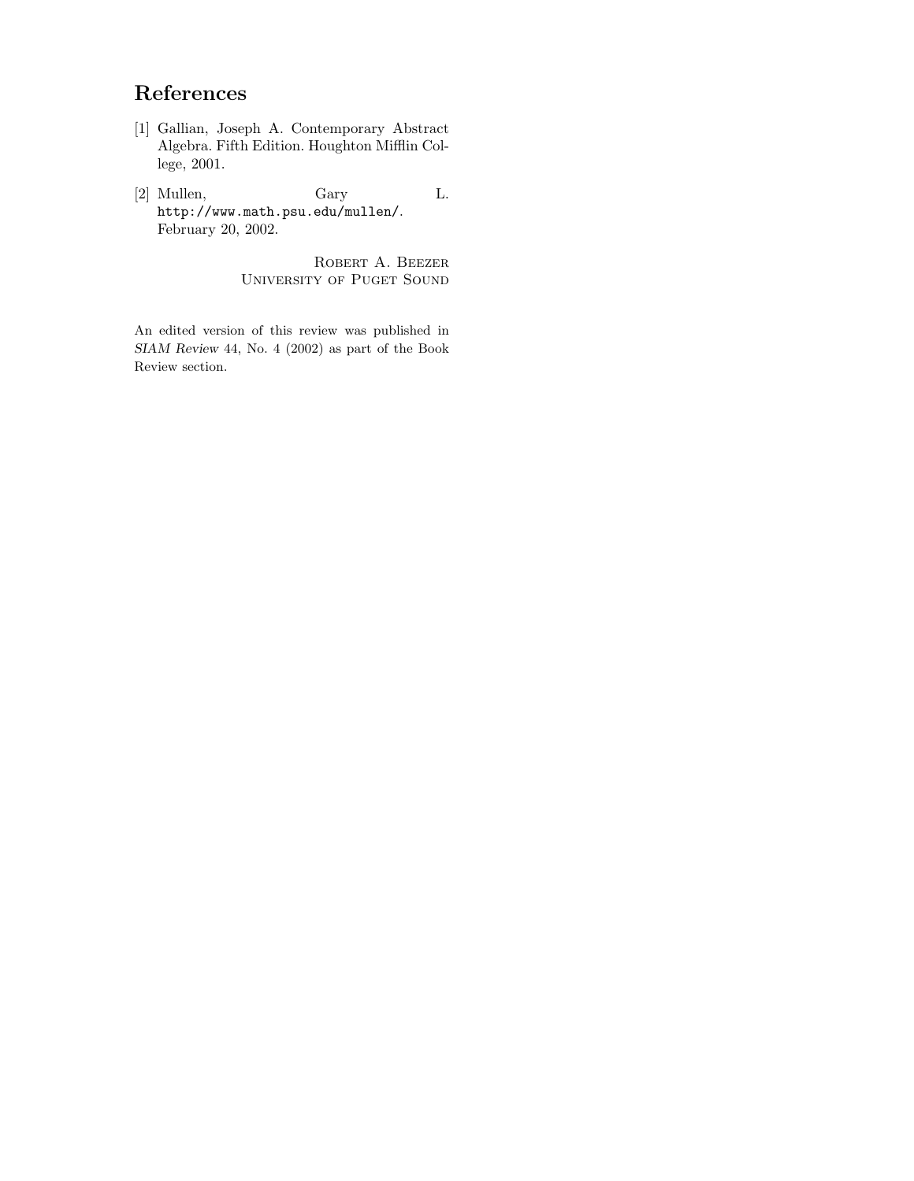## References

[1] Gallian, Joseph A. Contemporary Abstract Algebra. Fifth Edition. Houghton Mifflin College, 2001.

[2] Mullen, Gary L. `http://www.math.psu.edu/mullen/`. February 20, 2002.

Robert A. Beezer
University of Puget Sound

An edited version of this review was published in *SIAM Review* 44, No. 4 (2002) as part of the Book Review section.